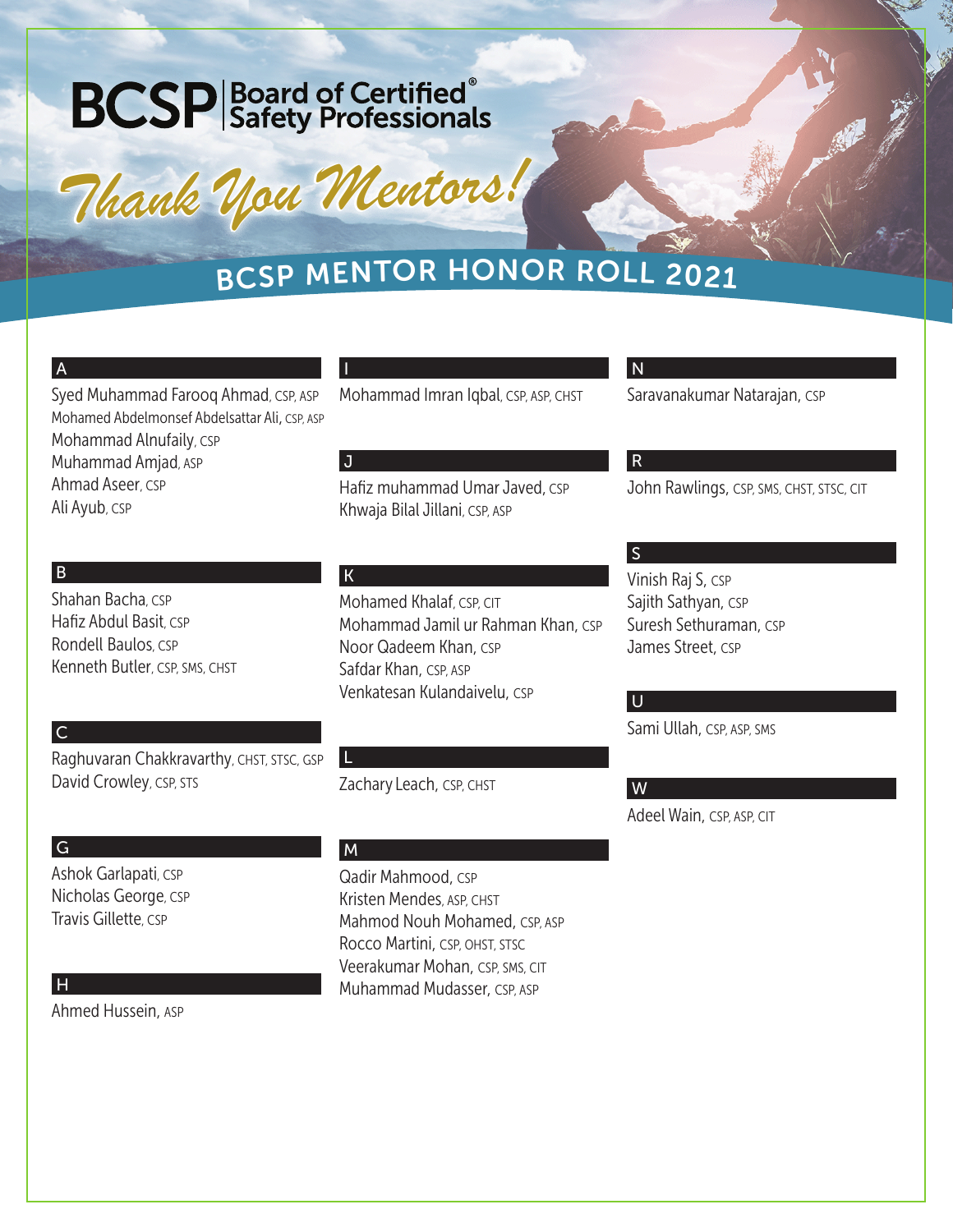# BCSP | Board of Certified® Safety Professionals

## *Thank You Mentors!*

## BCSP MENTOR HONOR ROLL 2021

### A

Syed Muhammad Farooq Ahmad, CSP, ASP
Mohamed Abdelmonsef Abdelsattar Ali, CSP, ASP
Mohammad Alnufaily, CSP
Muhammad Amjad, ASP
Ahmad Aseer, CSP
Ali Ayub, CSP

### B

Shahan Bacha, CSP
Hafiz Abdul Basit, CSP
Rondell Baulos, CSP
Kenneth Butler, CSP, SMS, CHST

### C

Raghuvaran Chakkravarthy, CHST, STSC, GSP
David Crowley, CSP, STS

### G

Ashok Garlapati, CSP
Nicholas George, CSP
Travis Gillette, CSP

### H

Ahmed Hussein, ASP

### I

Mohammad Imran Iqbal, CSP, ASP, CHST

### J

Hafiz muhammad Umar Javed, CSP
Khwaja Bilal Jillani, CSP, ASP

### K

Mohamed Khalaf, CSP, CIT
Mohammad Jamil ur Rahman Khan, CSP
Noor Qadeem Khan, CSP
Safdar Khan, CSP, ASP
Venkatesan Kulandaivelu, CSP

### L

Zachary Leach, CSP, CHST

### M

Qadir Mahmood, CSP
Kristen Mendes, ASP, CHST
Mahmod Nouh Mohamed, CSP, ASP
Rocco Martini, CSP, OHST, STSC
Veerakumar Mohan, CSP, SMS, CIT
Muhammad Mudasser, CSP, ASP

### N

Saravanakumar Natarajan, CSP

### R

John Rawlings, CSP, SMS, CHST, STSC, CIT

### S

Vinish Raj S, CSP
Sajith Sathyan, CSP
Suresh Sethuraman, CSP
James Street, CSP

### U

Sami Ullah, CSP, ASP, SMS

### W

Adeel Wain, CSP, ASP, CIT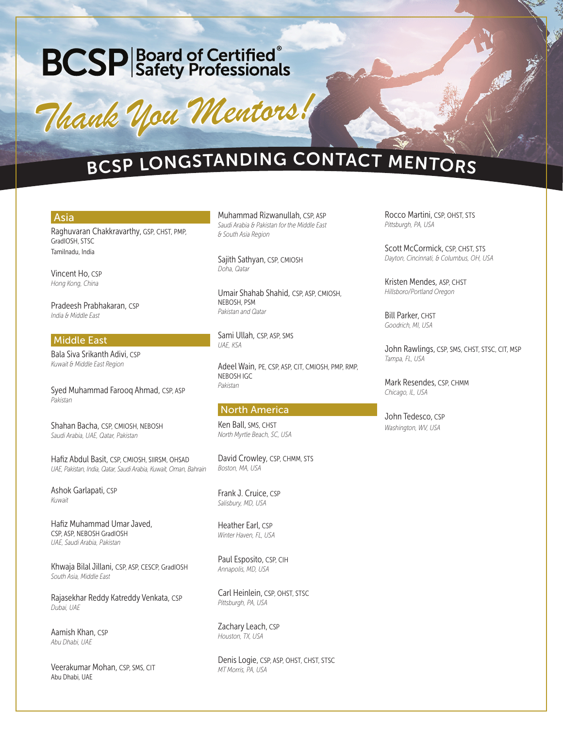# BCSP | Board of Certified® Safety Professionals

*Thank You Mentors!*

## BCSP LONGSTANDING CONTACT MENTORS

### Asia

Raghuvaran Chakkravarthy, GSP, CHST, PMP, GradIOSH, STSC
Tamilnadu, India

Vincent Ho, CSP
*Hong Kong, China*

Pradeesh Prabhakaran, CSP
*India & Middle East*

### Middle East

Bala Siva Srikanth Adivi, CSP
*Kuwait & Middle East Region*

Syed Muhammad Farooq Ahmad, CSP, ASP
*Pakistan*

Shahan Bacha, CSP, CMIOSH, NEBOSH
*Saudi Arabia, UAE, Qatar, Pakistan*

Hafiz Abdul Basit, CSP, CMIOSH, SIIRSM, OHSAD
*UAE, Pakistan, India, Qatar, Saudi Arabia, Kuwait, Oman, Bahrain*

Ashok Garlapati, CSP
*Kuwait*

Hafiz Muhammad Umar Javed, CSP, ASP, NEBOSH GradIOSH
*UAE, Saudi Arabia, Pakistan*

Khwaja Bilal Jillani, CSP, ASP, CESCP, GradIOSH
*South Asia, Middle East*

Rajasekhar Reddy Katreddy Venkata, CSP
*Dubai, UAE*

Aamish Khan, CSP
*Abu Dhabi, UAE*

Veerakumar Mohan, CSP, SMS, CIT
Abu Dhabi, UAE

Muhammad Rizwanullah, CSP, ASP
*Saudi Arabia & Pakistan for the Middle East & South Asia Region*

Sajith Sathyan, CSP, CMIOSH
*Doha, Qatar*

Umair Shahab Shahid, CSP, ASP, CMIOSH, NEBOSH, PSM
*Pakistan and Qatar*

Sami Ullah, CSP, ASP, SMS
*UAE, KSA*

Adeel Wain, PE, CSP, ASP, CIT, CMIOSH, PMP, RMP, NEBOSH IGC
*Pakistan*

### North America

Ken Ball, SMS, CHST
*North Myrtle Beach, SC, USA*

David Crowley, CSP, CHMM, STS
*Boston, MA, USA*

Frank J. Cruice, CSP
*Salisbury, MD, USA*

Heather Earl, CSP
*Winter Haven, FL, USA*

Paul Esposito, CSP, CIH
*Annapolis, MD, USA*

Carl Heinlein, CSP, OHST, STSC
*Pittsburgh, PA, USA*

Zachary Leach, CSP
*Houston, TX, USA*

Denis Logie, CSP, ASP, OHST, CHST, STSC
*MT Morris, PA, USA*

Rocco Martini, CSP, OHST, STS
*Pittsburgh, PA, USA*

Scott McCormick, CSP, CHST, STS
*Dayton, Cincinnati, & Columbus, OH, USA*

Kristen Mendes, ASP, CHST
*Hillsboro/Portland Oregon*

Bill Parker, CHST
*Goodrich, MI, USA*

John Rawlings, CSP, SMS, CHST, STSC, CIT, MSP
*Tampa, FL, USA*

Mark Resendes, CSP, CHMM
*Chicago, IL, USA*

John Tedesco, CSP
*Washington, WV, USA*